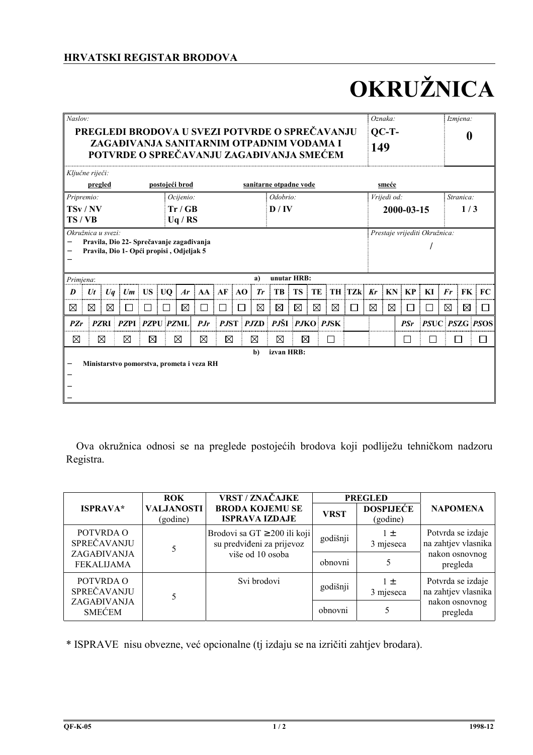**HRVATSKI REGISTAR BRODOVA**

# OKRUŽNICA

| *Naslov:* | *Oznaka:* | *Izmjena:* |
|---|---|---|
| **PREGLEDI BRODOVA U SVEZI POTVRDE O SPREČAVANJU ZAGAĐIVANJA SANITARNIM OTPADNIM VODAMA I POTVRDE O SPREČAVANJU ZAGAĐIVANJA SMEĆEM** | **QC-T-149** | **0** |

*Ključne riječi:* **pregled** **postojeći brod** **sanitarne otpadne vode** **smeće**

| *Pripremio:* | *Ocijenio:* | *Odobrio:* | *Vrijedi od:* | *Stranica:* |
|---|---|---|---|---|
| **TSv / NV**<br>**TS / VB** | **Tr / GB**<br>**Uq / RS** | **D / IV** | **2000-03-15** | **1 / 3** |

*Okružnica u svezi:*
- **Pravila, Dio 22- Sprečavanje zagađivanja**
- **Pravila, Dio 1- Opći propisi , Odjeljak 5**
-

*Prestaje vrijediti Okružnica:* **/**

*Primjena:*

**a) unutar HRB:**

| *D* | *Ut* | *Uq* | *Um* | US | UQ | *Ar* | AA | AF | AO | *Tr* | TB | TS | TE | TH | TZk | *Kr* | KN | KP | KI | *Fr* | FK | FC |
|---|---|---|---|---|---|---|---|---|---|---|---|---|---|---|---|---|---|---|---|---|---|---|
| ☒ | ☒ | ☒ | ☐ | ☐ | ☐ | ☒ | ☐ | ☐ | ☐ | ☒ | ☒ | ☒ | ☒ | ☒ | ☐ | ☒ | ☒ | ☐ | ☐ | ☒ | ☒ | ☐ |

| *PZr* | *PZ*RI | *PZ*PI | *PZ*PU | *PZ*ML | *PJr* | *PJ*ST | *PJ*ZD | *PJ*ŠI | *PJ*KO | *PJ*SK | *PSr* | *PS*UC | *PS*ZG | *PS*OS |
|---|---|---|---|---|---|---|---|---|---|---|---|---|---|---|
| ☒ | ☒ | ☒ | ☒ | ☒ | ☒ | ☒ | ☒ | ☒ | ☒ | ☐ | ☐ | ☐ | ☐ | ☐ |

**b) izvan HRB:**
- **Ministarstvo pomorstva, prometa i veza RH**
-
-
-

Ova okružnica odnosi se na preglede postojećih brodova koji podliježu tehničkom nadzoru Registra.

| ISPRAVA* | ROK VALJANOSTI (godine) | VRST / ZNAČAJKE BRODA KOJEMU SE ISPRAVA IZDAJE | PREGLED | | NAPOMENA |
|---|---|---|---|---|---|
| | | | VRST | DOSPIJEĆE (godine) | |
| POTVRDA O SPREČAVANJU ZAGAĐIVANJA FEKALIJAMA | 5 | Brodovi sa GT ≥200 ili koji su predviđeni za prijevoz više od 10 osoba | godišnji | 1 ± 3 mjeseca | Potvrda se izdaje na zahtjev vlasnika nakon osnovnog pregleda |
| | | | obnovni | 5 | |
| POTVRDA O SPREČAVANJU ZAGAĐIVANJA SMEĆEM | 5 | Svi brodovi | godišnji | 1 ± 3 mjeseca | Potvrda se izdaje na zahtjev vlasnika nakon osnovnog pregleda |
| | | | obnovni | 5 | |

\* ISPRAVE nisu obvezne, već opcionalne (tj izdaju se na izričiti zahtjev brodara).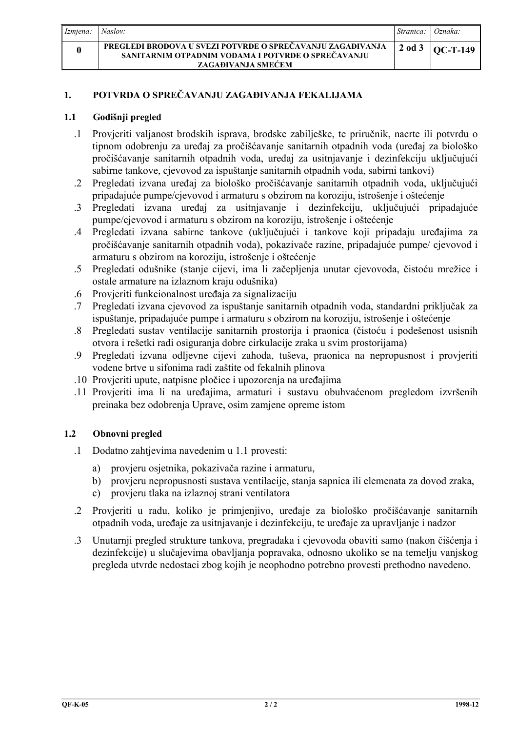## 1. POTVRDA O SPREČAVANJU ZAGAĐIVANJA FEKALIJAMA

### 1.1 Godišnji pregled

.1 Provjeriti valjanost brodskih isprava, brodske zabilješke, te priručnik, nacrte ili potvrdu o tipnom odobrenju za uređaj za pročišćavanje sanitarnih otpadnih voda (uređaj za biološko pročišćavanje sanitarnih otpadnih voda, uređaj za usitnjavanje i dezinfekciju uključujući sabirne tankove, cjevovod za ispuštanje sanitarnih otpadnih voda, sabirni tankovi)

.2 Pregledati izvana uređaj za biološko pročišćavanje sanitarnih otpadnih voda, uključujući pripadajuće pumpe/cjevovod i armaturu s obzirom na koroziju, istrošenje i oštećenje

.3 Pregledati izvana uređaj za usitnjavanje i dezinfekciju, uključujući pripadajuće pumpe/cjevovod i armaturu s obzirom na koroziju, istrošenje i oštećenje

.4 Pregledati izvana sabirne tankove (uključujući i tankove koji pripadaju uređajima za pročišćavanje sanitarnih otpadnih voda), pokazivače razine, pripadajuće pumpe/ cjevovod i armaturu s obzirom na koroziju, istrošenje i oštećenje

.5 Pregledati odušnike (stanje cijevi, ima li začepljenja unutar cjevovoda, čistoću mrežice i ostale armature na izlaznom kraju odušnika)

.6 Provjeriti funkcionalnost uređaja za signalizaciju

.7 Pregledati izvana cjevovod za ispuštanje sanitarnih otpadnih voda, standardni priključak za ispuštanje, pripadajuće pumpe i armaturu s obzirom na koroziju, istrošenje i oštećenje

.8 Pregledati sustav ventilacije sanitarnih prostorija i praonica (čistoću i podešenost usisnih otvora i rešetki radi osiguranja dobre cirkulacije zraka u svim prostorijama)

.9 Pregledati izvana odljevne cijevi zahoda, tuševa, praonica na nepropusnost i provjeriti vodene brtve u sifonima radi zaštite od fekalnih plinova

.10 Provjeriti upute, natpisne pločice i upozorenja na uređajima

.11 Provjeriti ima li na uređajima, armaturi i sustavu obuhvaćenom pregledom izvršenih preinaka bez odobrenja Uprave, osim zamjene opreme istom

### 1.2 Obnovni pregled

.1 Dodatno zahtjevima navedenim u 1.1 provesti:

a) provjeru osjetnika, pokazivača razine i armaturu,
b) provjeru nepropusnosti sustava ventilacije, stanja sapnica ili elemenata za dovod zraka,
c) provjeru tlaka na izlaznoj strani ventilatora

.2 Provjeriti u radu, koliko je primjenjivo, uređaje za biološko pročišćavanje sanitarnih otpadnih voda, uređaje za usitnjavanje i dezinfekciju, te uređaje za upravljanje i nadzor

.3 Unutarnji pregled strukture tankova, pregradaka i cjevovoda obaviti samo (nakon čišćenja i dezinfekcije) u slučajevima obavljanja popravaka, odnosno ukoliko se na temelju vanjskog pregleda utvrde nedostaci zbog kojih je neophodno potrebno provesti prethodno navedeno.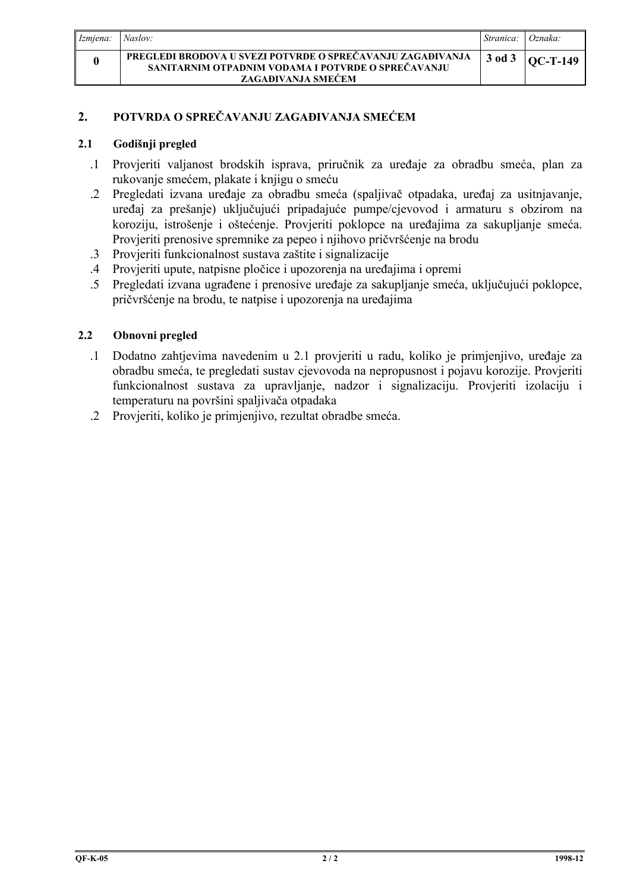## 2. POTVRDA O SPREČAVANJU ZAGAĐIVANJA SMEĆEM

### 2.1 Godišnji pregled

.1 Provjeriti valjanost brodskih isprava, priručnik za uređaje za obradbu smeća, plan za rukovanje smećem, plakate i knjigu o smeću

.2 Pregledati izvana uređaje za obradbu smeća (spaljivač otpadaka, uređaj za usitnjavanje, uređaj za prešanje) uključujući pripadajuće pumpe/cjevovod i armaturu s obzirom na koroziju, istrošenje i oštećenje. Provjeriti poklopce na uređajima za sakupljanje smeća. Provjeriti prenosive spremnike za pepeo i njihovo pričvršćenje na brodu

.3 Provjeriti funkcionalnost sustava zaštite i signalizacije

.4 Provjeriti upute, natpisne pločice i upozorenja na uređajima i opremi

.5 Pregledati izvana ugrađene i prenosive uređaje za sakupljanje smeća, uključujući poklopce, pričvršćenje na brodu, te natpise i upozorenja na uređajima

### 2.2 Obnovni pregled

.1 Dodatno zahtjevima navedenim u 2.1 provjeriti u radu, koliko je primjenjivo, uređaje za obradbu smeća, te pregledati sustav cjevovoda na nepropusnost i pojavu korozije. Provjeriti funkcionalnost sustava za upravljanje, nadzor i signalizaciju. Provjeriti izolaciju i temperaturu na površini spaljivača otpadaka

.2 Provjeriti, koliko je primjenjivo, rezultat obradbe smeća.